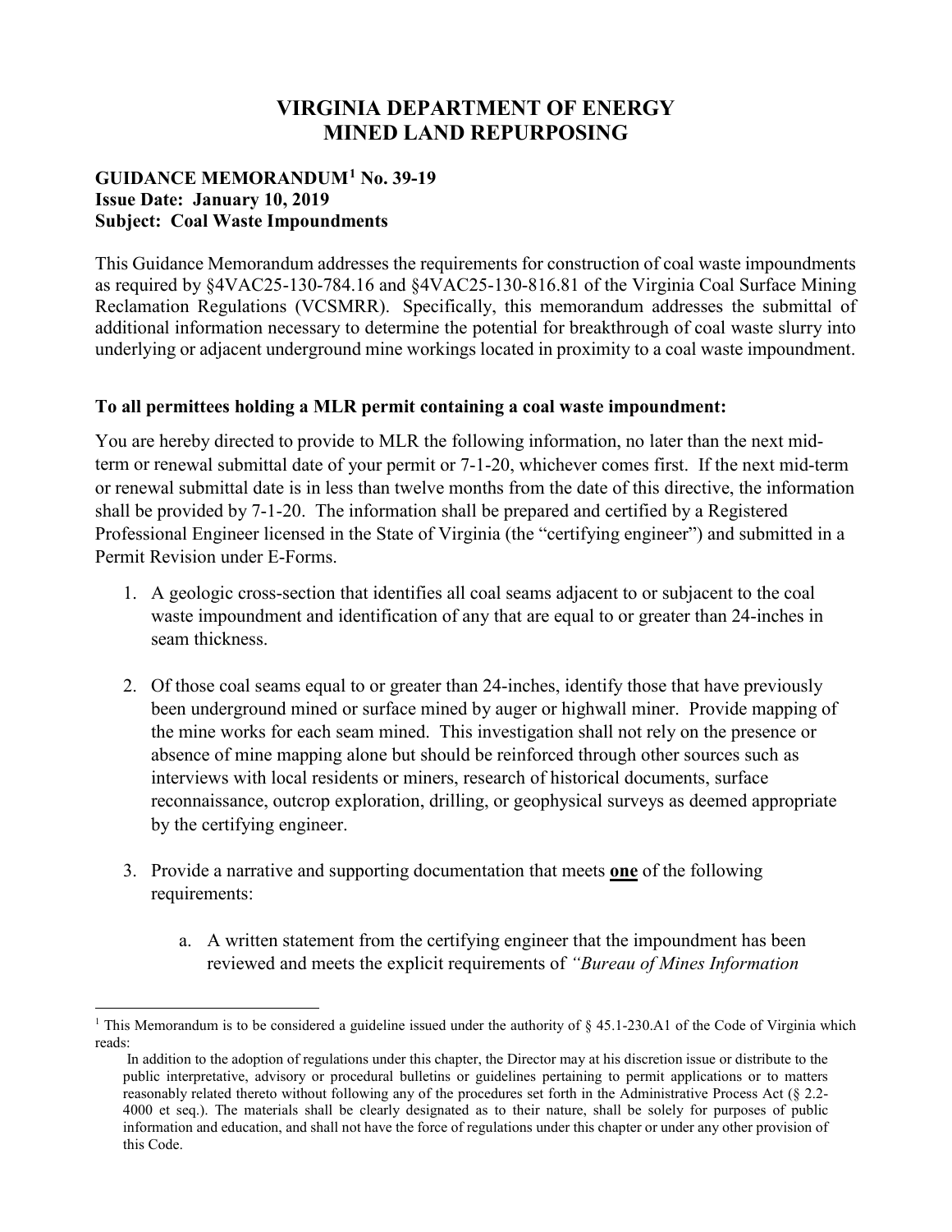# VIRGINIA DEPARTMENT OF ENERGY
# MINED LAND REPURPOSING

**GUIDANCE MEMORANDUM[1] No. 39-19**
**Issue Date: January 10, 2019**
**Subject: Coal Waste Impoundments**

This Guidance Memorandum addresses the requirements for construction of coal waste impoundments as required by §4VAC25-130-784.16 and §4VAC25-130-816.81 of the Virginia Coal Surface Mining Reclamation Regulations (VCSMRR). Specifically, this memorandum addresses the submittal of additional information necessary to determine the potential for breakthrough of coal waste slurry into underlying or adjacent underground mine workings located in proximity to a coal waste impoundment.

**To all permittees holding a MLR permit containing a coal waste impoundment:**

You are hereby directed to provide to MLR the following information, no later than the next mid-term or renewal submittal date of your permit or 7-1-20, whichever comes first. If the next mid-term or renewal submittal date is in less than twelve months from the date of this directive, the information shall be provided by 7-1-20. The information shall be prepared and certified by a Registered Professional Engineer licensed in the State of Virginia (the "certifying engineer") and submitted in a Permit Revision under E-Forms.

1. A geologic cross-section that identifies all coal seams adjacent to or subjacent to the coal waste impoundment and identification of any that are equal to or greater than 24-inches in seam thickness.

2. Of those coal seams equal to or greater than 24-inches, identify those that have previously been underground mined or surface mined by auger or highwall miner. Provide mapping of the mine works for each seam mined. This investigation shall not rely on the presence or absence of mine mapping alone but should be reinforced through other sources such as interviews with local residents or miners, research of historical documents, surface reconnaissance, outcrop exploration, drilling, or geophysical surveys as deemed appropriate by the certifying engineer.

3. Provide a narrative and supporting documentation that meets **one** of the following requirements:

   a. A written statement from the certifying engineer that the impoundment has been reviewed and meets the explicit requirements of *"Bureau of Mines Information*

---

[1] This Memorandum is to be considered a guideline issued under the authority of § 45.1-230.A1 of the Code of Virginia which reads:

In addition to the adoption of regulations under this chapter, the Director may at his discretion issue or distribute to the public interpretative, advisory or procedural bulletins or guidelines pertaining to permit applications or to matters reasonably related thereto without following any of the procedures set forth in the Administrative Process Act (§ 2.2-4000 et seq.). The materials shall be clearly designated as to their nature, shall be solely for purposes of public information and education, and shall not have the force of regulations under this chapter or under any other provision of this Code.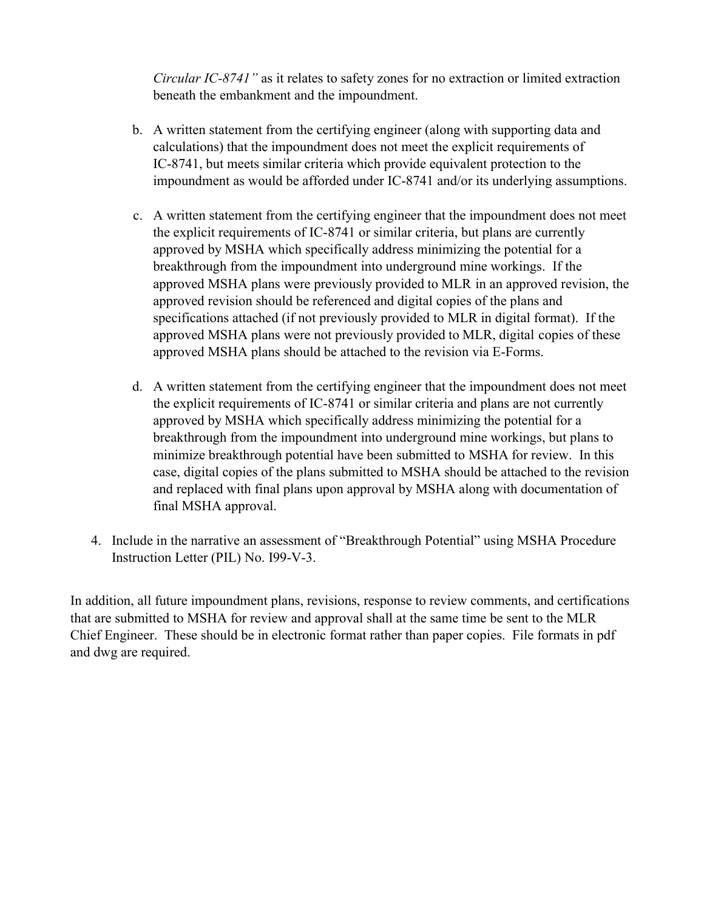*Circular IC-8741"* as it relates to safety zones for no extraction or limited extraction beneath the embankment and the impoundment.

b. A written statement from the certifying engineer (along with supporting data and calculations) that the impoundment does not meet the explicit requirements of IC-8741, but meets similar criteria which provide equivalent protection to the impoundment as would be afforded under IC-8741 and/or its underlying assumptions.

c. A written statement from the certifying engineer that the impoundment does not meet the explicit requirements of IC-8741 or similar criteria, but plans are currently approved by MSHA which specifically address minimizing the potential for a breakthrough from the impoundment into underground mine workings. If the approved MSHA plans were previously provided to MLR in an approved revision, the approved revision should be referenced and digital copies of the plans and specifications attached (if not previously provided to MLR in digital format). If the approved MSHA plans were not previously provided to MLR, digital copies of these approved MSHA plans should be attached to the revision via E-Forms.

d. A written statement from the certifying engineer that the impoundment does not meet the explicit requirements of IC-8741 or similar criteria and plans are not currently approved by MSHA which specifically address minimizing the potential for a breakthrough from the impoundment into underground mine workings, but plans to minimize breakthrough potential have been submitted to MSHA for review. In this case, digital copies of the plans submitted to MSHA should be attached to the revision and replaced with final plans upon approval by MSHA along with documentation of final MSHA approval.

4. Include in the narrative an assessment of "Breakthrough Potential" using MSHA Procedure Instruction Letter (PIL) No. I99-V-3.

In addition, all future impoundment plans, revisions, response to review comments, and certifications that are submitted to MSHA for review and approval shall at the same time be sent to the MLR Chief Engineer. These should be in electronic format rather than paper copies. File formats in pdf and dwg are required.